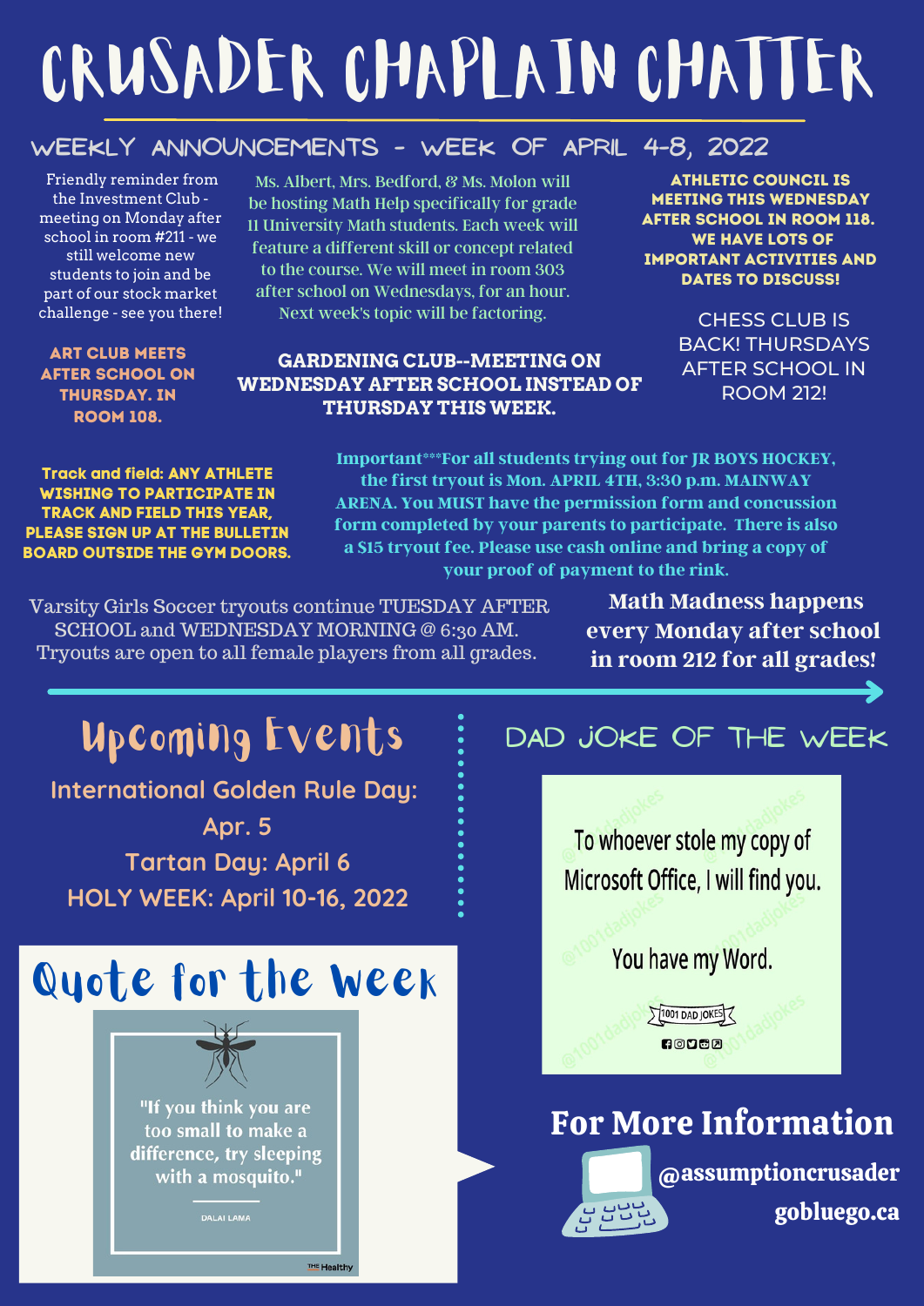# CRUSADER CHAPLAIN CHATTER

## WEEKLY ANNOUNCEMENTS - WEEK OF APRIL 4-8, 2022

Friendly reminder from the Investment Club - meeting on Monday after school in room #211 - we still welcome new students to join and be part of our stock market challenge - see you there!

Ms. Albert, Mrs. Bedford, & Ms. Molon will be hosting Math Help specifically for grade 11 University Math students. Each week will feature a different skill or concept related to the course. We will meet in room 303 after school on Wednesdays, for an hour. Next week's topic will be factoring.

**ATHLETIC COUNCIL IS MEETING THIS WEDNESDAY AFTER SCHOOL IN ROOM 118. WE HAVE LOTS OF IMPORTANT ACTIVITIES AND DATES TO DISCUSS!**

**ART CLUB MEETS AFTER SCHOOL ON THURSDAY. IN ROOM 108.**

**GARDENING CLUB--MEETING ON WEDNESDAY AFTER SCHOOL INSTEAD OF THURSDAY THIS WEEK.**

CHESS CLUB IS BACK! THURSDAYS AFTER SCHOOL IN ROOM 212!

**Track and field: ANY ATHLETE WISHING TO PARTICIPATE IN TRACK AND FIELD THIS YEAR, PLEASE SIGN UP AT THE BULLETIN BOARD OUTSIDE THE GYM DOORS.**

**Important***For all students trying out for JR BOYS HOCKEY, the first tryout is Mon. APRIL 4TH, 3:30 p.m. MAINWAY ARENA. You MUST have the permission form and concussion form completed by your parents to participate. There is also a $15 tryout fee. Please use cash online and bring a copy of your proof of payment to the rink.**

Varsity Girls Soccer tryouts continue TUESDAY AFTER SCHOOL and WEDNESDAY MORNING @ 6:30 AM. Tryouts are open to all female players from all grades.

**Math Madness happens every Monday after school in room 212 for all grades!**

## Upcoming Events

International Golden Rule Day: Apr. 5

Tartan Day: April 6

HOLY WEEK: April 10-16, 2022

## DAD JOKE OF THE WEEK

To whoever stole my copy of Microsoft Office, I will find you.

You have my Word.

1001 DAD JOKES

## Quote for the Week

"If you think you are too small to make a difference, try sleeping with a mosquito."

DALAI LAMA

## For More Information

@assumptioncrusader

gobluego.ca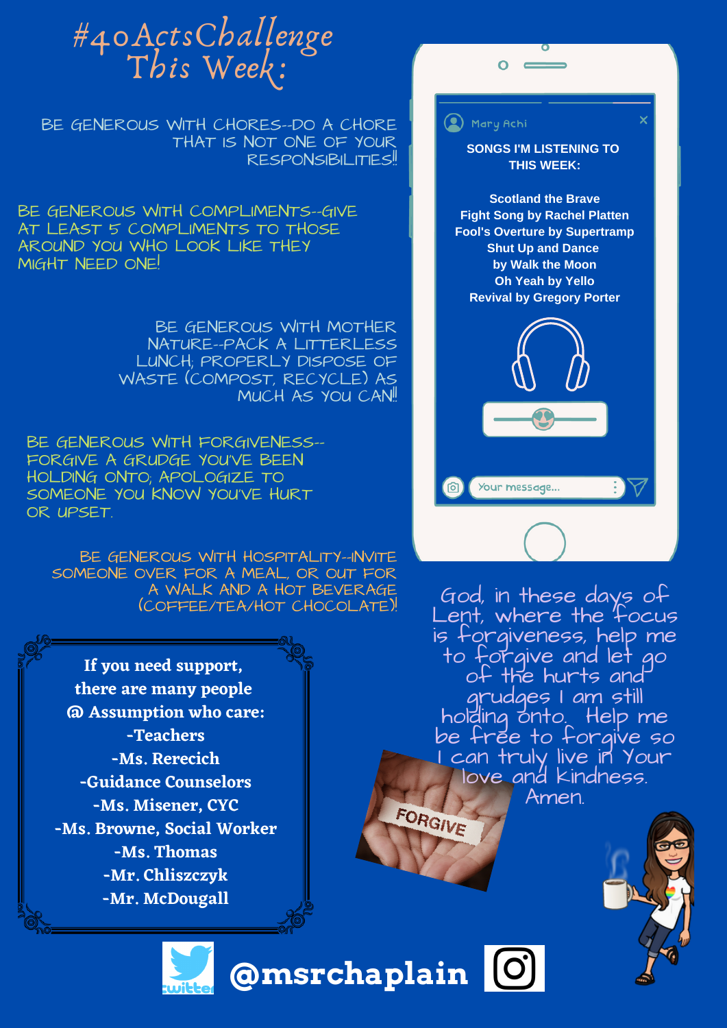# #40ActsChallenge This Week:

BE GENEROUS WITH CHORES--DO A CHORE THAT IS NOT ONE OF YOUR RESPONSIBILITIES!!

BE GENEROUS WITH COMPLIMENTS--GIVE AT LEAST 5 COMPLIMENTS TO THOSE AROUND YOU WHO LOOK LIKE THEY MIGHT NEED ONE!

BE GENEROUS WITH MOTHER NATURE--PACK A LITTERLESS LUNCH; PROPERLY DISPOSE OF WASTE (COMPOST, RECYCLE) AS MUCH AS YOU CAN!!

BE GENEROUS WITH FORGIVENESS--FORGIVE A GRUDGE YOU'VE BEEN HOLDING ONTO; APOLOGIZE TO SOMEONE YOU KNOW YOU'VE HURT OR UPSET.

BE GENEROUS WITH HOSPITALITY--INVITE SOMEONE OVER FOR A MEAL, OR OUT FOR A WALK AND A HOT BEVERAGE (COFFEE/TEA/HOT CHOCOLATE)!

Mary Achi

**SONGS I'M LISTENING TO THIS WEEK:**

**Scotland the Brave**
**Fight Song by Rachel Platten**
**Fool's Overture by Supertramp**
**Shut Up and Dance by Walk the Moon**
**Oh Yeah by Yello**
**Revival by Gregory Porter**

Your message...

God, in these days of Lent, where the focus is forgiveness, help me to forgive and let go of the hurts and grudges I am still holding onto. Help me be free to forgive so I can truly live in Your love and kindness. Amen.

FORGIVE

**If you need support, there are many people @ Assumption who care:**
**-Teachers**
**-Ms. Rerecich**
**-Guidance Counselors**
**-Ms. Misener, CYC**
**-Ms. Browne, Social Worker**
**-Ms. Thomas**
**-Mr. Chliszczyk**
**-Mr. McDougall**

twitter **@msrchaplain**